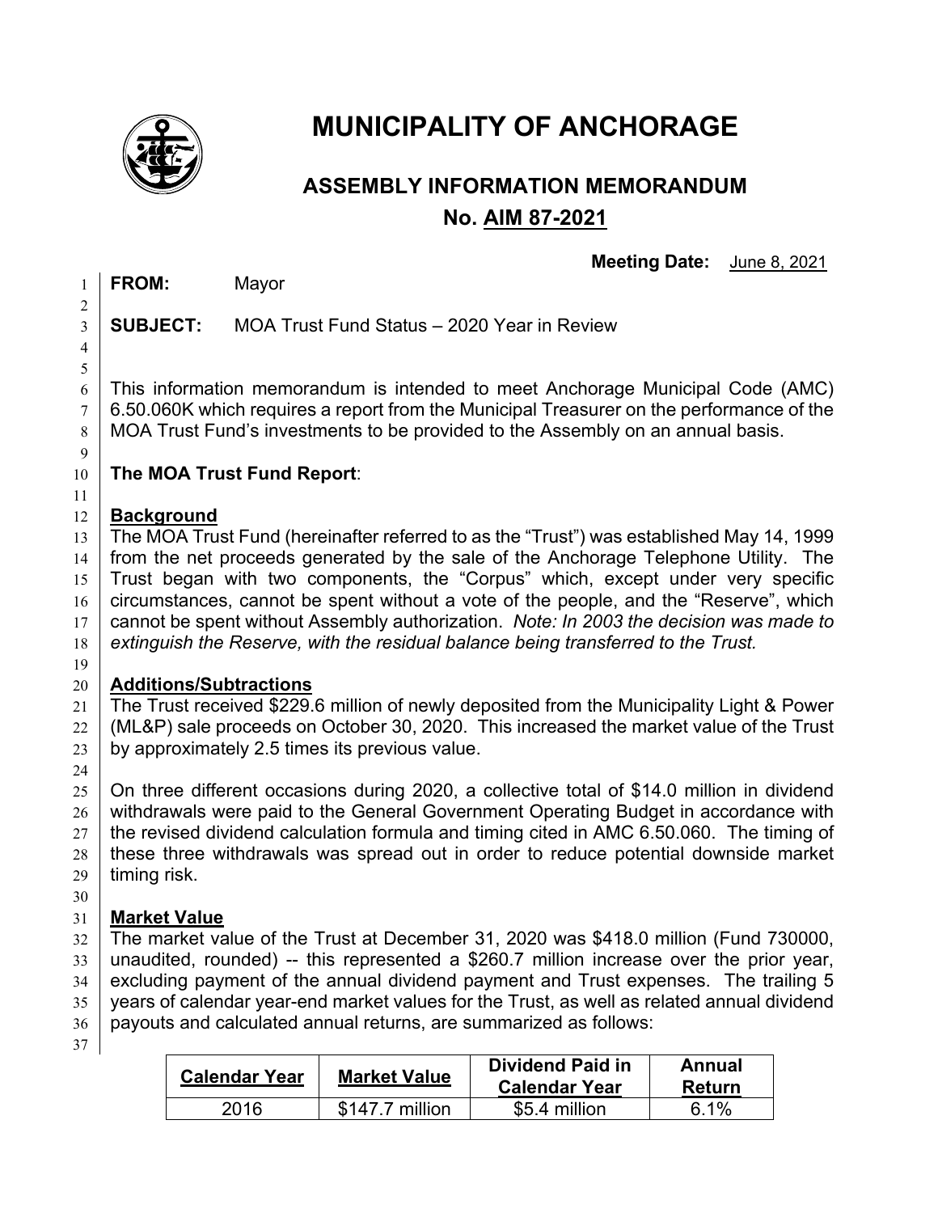# MUNICIPALITY OF ANCHORAGE

## ASSEMBLY INFORMATION MEMORANDUM

## No. AIM 87-2021

**Meeting Date:** June 8, 2021

**FROM:** Mayor

**SUBJECT:** MOA Trust Fund Status – 2020 Year in Review

This information memorandum is intended to meet Anchorage Municipal Code (AMC) 6.50.060K which requires a report from the Municipal Treasurer on the performance of the MOA Trust Fund's investments to be provided to the Assembly on an annual basis.

**The MOA Trust Fund Report**:

**Background**

The MOA Trust Fund (hereinafter referred to as the "Trust") was established May 14, 1999 from the net proceeds generated by the sale of the Anchorage Telephone Utility. The Trust began with two components, the "Corpus" which, except under very specific circumstances, cannot be spent without a vote of the people, and the "Reserve", which cannot be spent without Assembly authorization. *Note: In 2003 the decision was made to extinguish the Reserve, with the residual balance being transferred to the Trust.*

**Additions/Subtractions**

The Trust received $229.6 million of newly deposited from the Municipality Light & Power (ML&P) sale proceeds on October 30, 2020. This increased the market value of the Trust by approximately 2.5 times its previous value.

On three different occasions during 2020, a collective total of $14.0 million in dividend withdrawals were paid to the General Government Operating Budget in accordance with the revised dividend calculation formula and timing cited in AMC 6.50.060. The timing of these three withdrawals was spread out in order to reduce potential downside market timing risk.

**Market Value**

The market value of the Trust at December 31, 2020 was $418.0 million (Fund 730000, unaudited, rounded) -- this represented a $260.7 million increase over the prior year, excluding payment of the annual dividend payment and Trust expenses. The trailing 5 years of calendar year-end market values for the Trust, as well as related annual dividend payouts and calculated annual returns, are summarized as follows:

| Calendar Year | Market Value | Dividend Paid in Calendar Year | Annual Return |
|---|---|---|---|
| 2016 | $147.7 million | $5.4 million | 6.1% |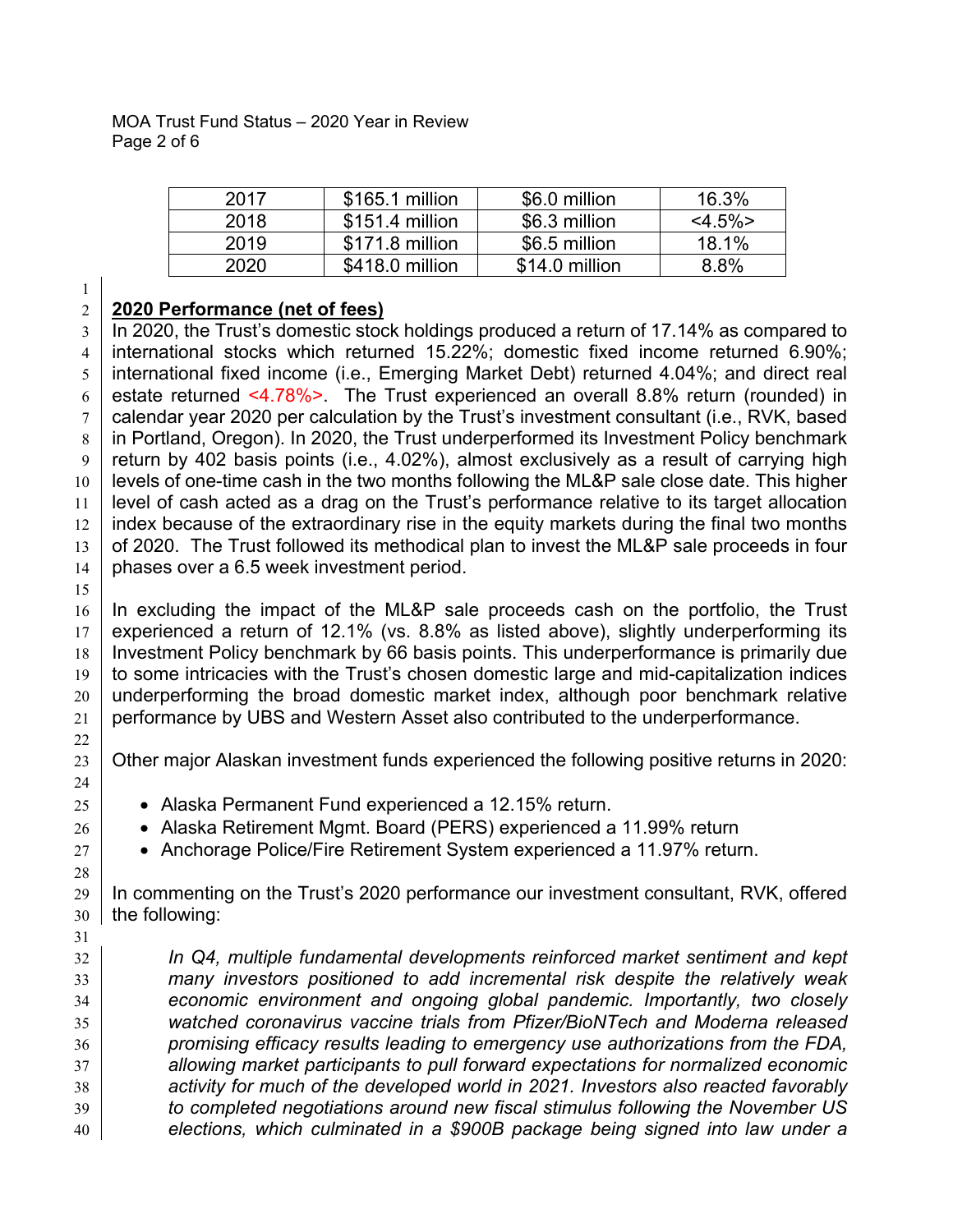| 2017 | $165.1 million | $6.0 million | 16.3% |
|---|---|---|---|
| 2018 | $151.4 million | $6.3 million | <4.5%> |
| 2019 | $171.8 million | $6.5 million | 18.1% |
| 2020 | $418.0 million | $14.0 million | 8.8% |

## 2020 Performance (net of fees)

In 2020, the Trust's domestic stock holdings produced a return of 17.14% as compared to international stocks which returned 15.22%; domestic fixed income returned 6.90%; international fixed income (i.e., Emerging Market Debt) returned 4.04%; and direct real estate returned <4.78%>. The Trust experienced an overall 8.8% return (rounded) in calendar year 2020 per calculation by the Trust's investment consultant (i.e., RVK, based in Portland, Oregon). In 2020, the Trust underperformed its Investment Policy benchmark return by 402 basis points (i.e., 4.02%), almost exclusively as a result of carrying high levels of one-time cash in the two months following the ML&P sale close date. This higher level of cash acted as a drag on the Trust's performance relative to its target allocation index because of the extraordinary rise in the equity markets during the final two months of 2020. The Trust followed its methodical plan to invest the ML&P sale proceeds in four phases over a 6.5 week investment period.

In excluding the impact of the ML&P sale proceeds cash on the portfolio, the Trust experienced a return of 12.1% (vs. 8.8% as listed above), slightly underperforming its Investment Policy benchmark by 66 basis points. This underperformance is primarily due to some intricacies with the Trust's chosen domestic large and mid-capitalization indices underperforming the broad domestic market index, although poor benchmark relative performance by UBS and Western Asset also contributed to the underperformance.

Other major Alaskan investment funds experienced the following positive returns in 2020:

- Alaska Permanent Fund experienced a 12.15% return.
- Alaska Retirement Mgmt. Board (PERS) experienced a 11.99% return
- Anchorage Police/Fire Retirement System experienced a 11.97% return.

In commenting on the Trust's 2020 performance our investment consultant, RVK, offered the following:

*In Q4, multiple fundamental developments reinforced market sentiment and kept many investors positioned to add incremental risk despite the relatively weak economic environment and ongoing global pandemic. Importantly, two closely watched coronavirus vaccine trials from Pfizer/BioNTech and Moderna released promising efficacy results leading to emergency use authorizations from the FDA, allowing market participants to pull forward expectations for normalized economic activity for much of the developed world in 2021. Investors also reacted favorably to completed negotiations around new fiscal stimulus following the November US elections, which culminated in a $900B package being signed into law under a*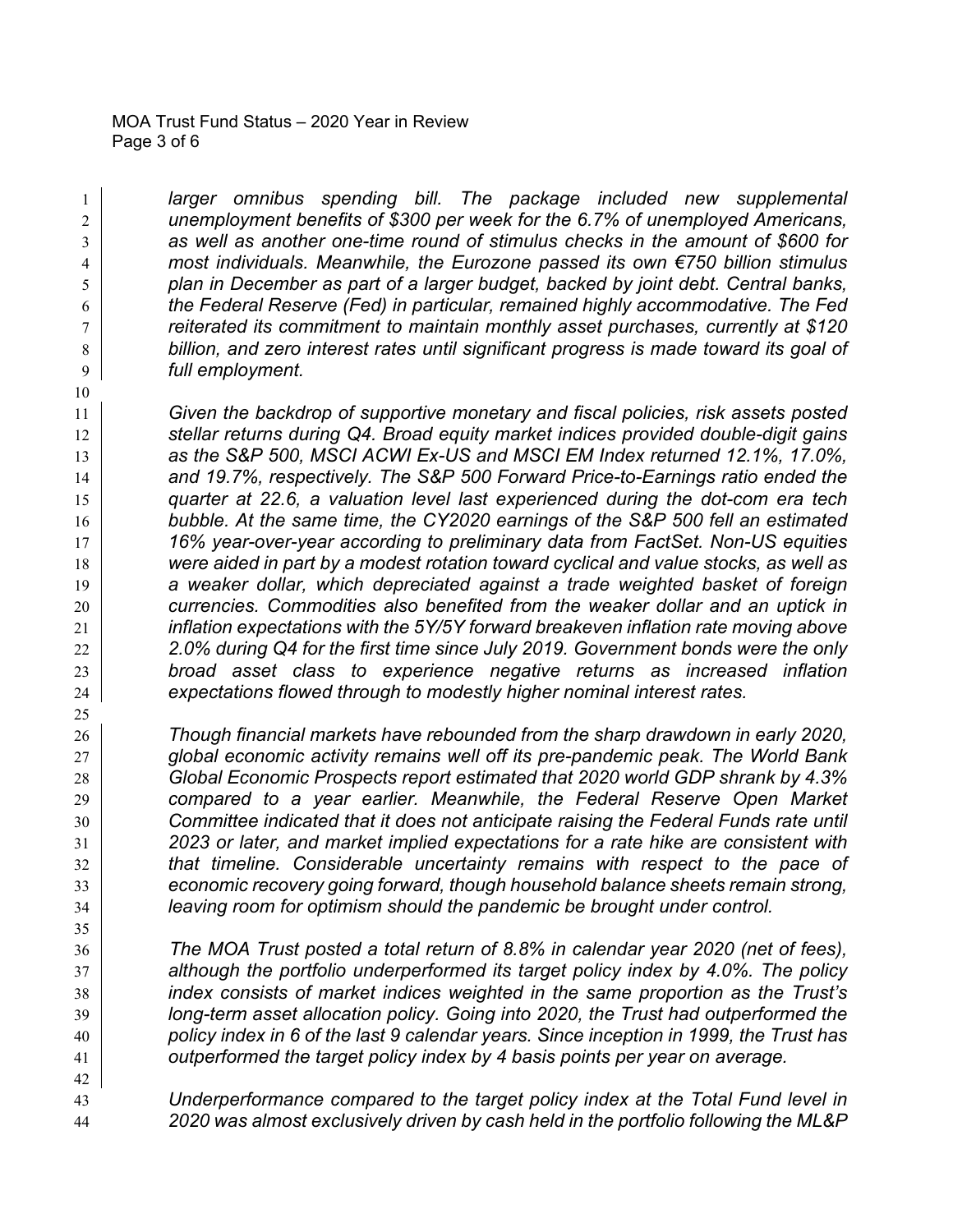*larger omnibus spending bill. The package included new supplemental unemployment benefits of $300 per week for the 6.7% of unemployed Americans, as well as another one-time round of stimulus checks in the amount of $600 for most individuals. Meanwhile, the Eurozone passed its own €750 billion stimulus plan in December as part of a larger budget, backed by joint debt. Central banks, the Federal Reserve (Fed) in particular, remained highly accommodative. The Fed reiterated its commitment to maintain monthly asset purchases, currently at $120 billion, and zero interest rates until significant progress is made toward its goal of full employment.*

*Given the backdrop of supportive monetary and fiscal policies, risk assets posted stellar returns during Q4. Broad equity market indices provided double-digit gains as the S&P 500, MSCI ACWI Ex-US and MSCI EM Index returned 12.1%, 17.0%, and 19.7%, respectively. The S&P 500 Forward Price-to-Earnings ratio ended the quarter at 22.6, a valuation level last experienced during the dot-com era tech bubble. At the same time, the CY2020 earnings of the S&P 500 fell an estimated 16% year-over-year according to preliminary data from FactSet. Non-US equities were aided in part by a modest rotation toward cyclical and value stocks, as well as a weaker dollar, which depreciated against a trade weighted basket of foreign currencies. Commodities also benefited from the weaker dollar and an uptick in inflation expectations with the 5Y/5Y forward breakeven inflation rate moving above 2.0% during Q4 for the first time since July 2019. Government bonds were the only broad asset class to experience negative returns as increased inflation expectations flowed through to modestly higher nominal interest rates.*

*Though financial markets have rebounded from the sharp drawdown in early 2020, global economic activity remains well off its pre-pandemic peak. The World Bank Global Economic Prospects report estimated that 2020 world GDP shrank by 4.3% compared to a year earlier. Meanwhile, the Federal Reserve Open Market Committee indicated that it does not anticipate raising the Federal Funds rate until 2023 or later, and market implied expectations for a rate hike are consistent with that timeline. Considerable uncertainty remains with respect to the pace of economic recovery going forward, though household balance sheets remain strong, leaving room for optimism should the pandemic be brought under control.*

*The MOA Trust posted a total return of 8.8% in calendar year 2020 (net of fees), although the portfolio underperformed its target policy index by 4.0%. The policy index consists of market indices weighted in the same proportion as the Trust's long-term asset allocation policy. Going into 2020, the Trust had outperformed the policy index in 6 of the last 9 calendar years. Since inception in 1999, the Trust has outperformed the target policy index by 4 basis points per year on average.*

*Underperformance compared to the target policy index at the Total Fund level in 2020 was almost exclusively driven by cash held in the portfolio following the ML&P*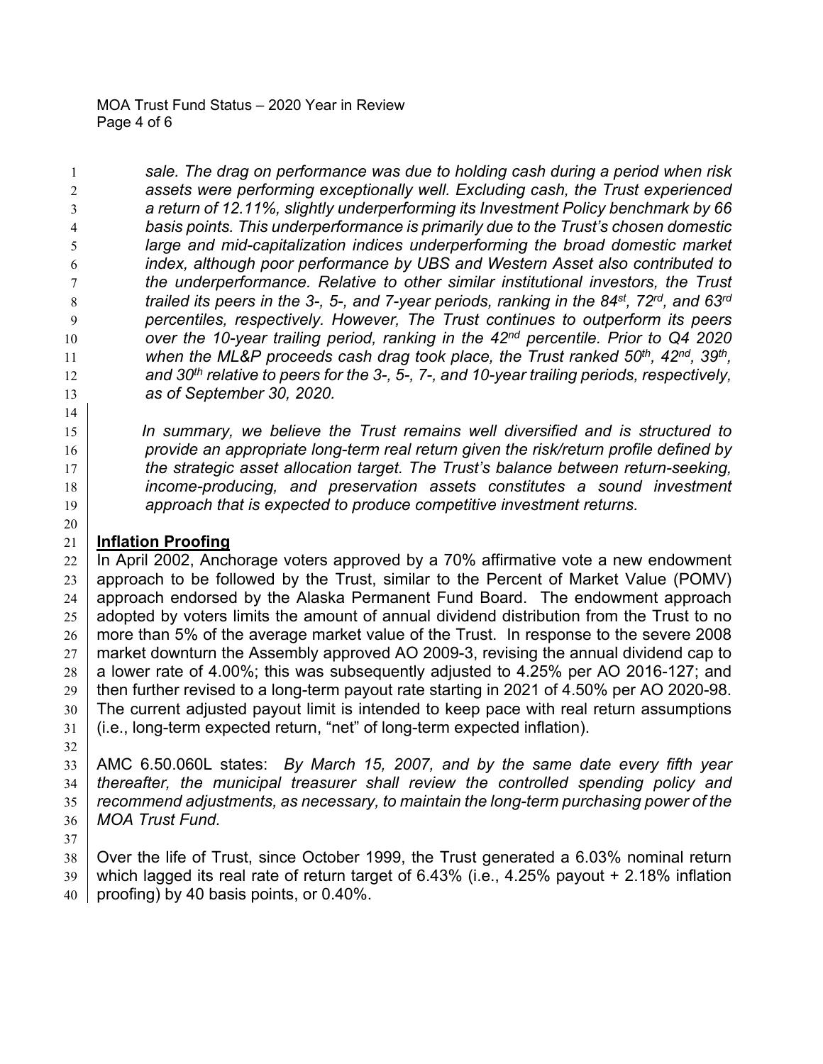*sale. The drag on performance was due to holding cash during a period when risk assets were performing exceptionally well. Excluding cash, the Trust experienced a return of 12.11%, slightly underperforming its Investment Policy benchmark by 66 basis points. This underperformance is primarily due to the Trust's chosen domestic large and mid-capitalization indices underperforming the broad domestic market index, although poor performance by UBS and Western Asset also contributed to the underperformance. Relative to other similar institutional investors, the Trust trailed its peers in the 3-, 5-, and 7-year periods, ranking in the 84st, 72rd, and 63rd percentiles, respectively. However, The Trust continues to outperform its peers over the 10-year trailing period, ranking in the 42nd percentile. Prior to Q4 2020 when the ML&P proceeds cash drag took place, the Trust ranked 50th, 42nd, 39th, and 30th relative to peers for the 3-, 5-, 7-, and 10-year trailing periods, respectively, as of September 30, 2020.*

*In summary, we believe the Trust remains well diversified and is structured to provide an appropriate long-term real return given the risk/return profile defined by the strategic asset allocation target. The Trust's balance between return-seeking, income-producing, and preservation assets constitutes a sound investment approach that is expected to produce competitive investment returns.*

## Inflation Proofing

In April 2002, Anchorage voters approved by a 70% affirmative vote a new endowment approach to be followed by the Trust, similar to the Percent of Market Value (POMV) approach endorsed by the Alaska Permanent Fund Board. The endowment approach adopted by voters limits the amount of annual dividend distribution from the Trust to no more than 5% of the average market value of the Trust. In response to the severe 2008 market downturn the Assembly approved AO 2009-3, revising the annual dividend cap to a lower rate of 4.00%; this was subsequently adjusted to 4.25% per AO 2016-127; and then further revised to a long-term payout rate starting in 2021 of 4.50% per AO 2020-98. The current adjusted payout limit is intended to keep pace with real return assumptions (i.e., long-term expected return, "net" of long-term expected inflation).

AMC 6.50.060L states: *By March 15, 2007, and by the same date every fifth year thereafter, the municipal treasurer shall review the controlled spending policy and recommend adjustments, as necessary, to maintain the long-term purchasing power of the MOA Trust Fund.*

Over the life of Trust, since October 1999, the Trust generated a 6.03% nominal return which lagged its real rate of return target of 6.43% (i.e., 4.25% payout + 2.18% inflation proofing) by 40 basis points, or 0.40%.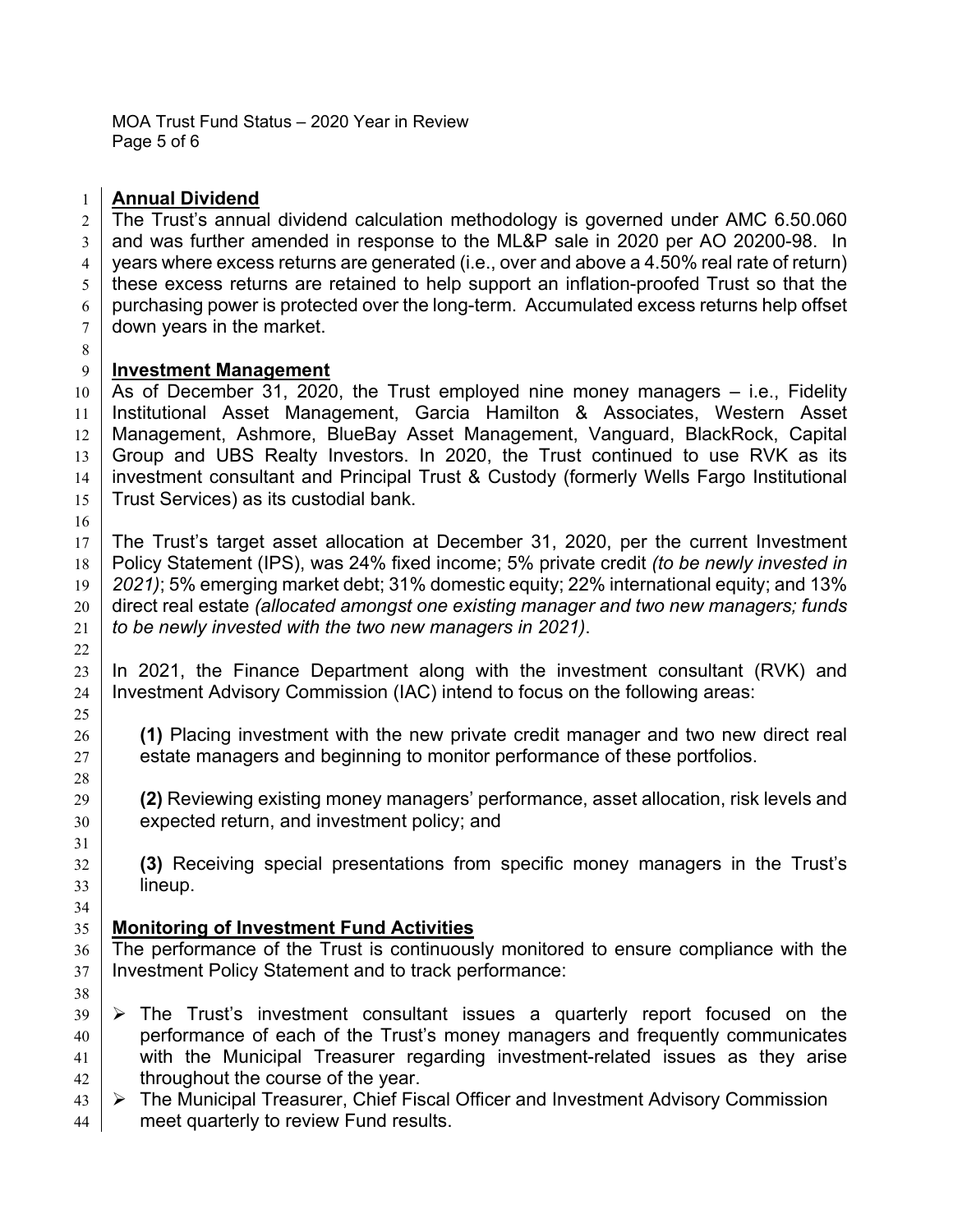## Annual Dividend

The Trust's annual dividend calculation methodology is governed under AMC 6.50.060 and was further amended in response to the ML&P sale in 2020 per AO 20200-98. In years where excess returns are generated (i.e., over and above a 4.50% real rate of return) these excess returns are retained to help support an inflation-proofed Trust so that the purchasing power is protected over the long-term. Accumulated excess returns help offset down years in the market.

## Investment Management

As of December 31, 2020, the Trust employed nine money managers – i.e., Fidelity Institutional Asset Management, Garcia Hamilton & Associates, Western Asset Management, Ashmore, BlueBay Asset Management, Vanguard, BlackRock, Capital Group and UBS Realty Investors. In 2020, the Trust continued to use RVK as its investment consultant and Principal Trust & Custody (formerly Wells Fargo Institutional Trust Services) as its custodial bank.

The Trust's target asset allocation at December 31, 2020, per the current Investment Policy Statement (IPS), was 24% fixed income; 5% private credit *(to be newly invested in 2021)*; 5% emerging market debt; 31% domestic equity; 22% international equity; and 13% direct real estate *(allocated amongst one existing manager and two new managers; funds to be newly invested with the two new managers in 2021)*.

In 2021, the Finance Department along with the investment consultant (RVK) and Investment Advisory Commission (IAC) intend to focus on the following areas:

**(1)** Placing investment with the new private credit manager and two new direct real estate managers and beginning to monitor performance of these portfolios.

**(2)** Reviewing existing money managers' performance, asset allocation, risk levels and expected return, and investment policy; and

**(3)** Receiving special presentations from specific money managers in the Trust's lineup.

## Monitoring of Investment Fund Activities

The performance of the Trust is continuously monitored to ensure compliance with the Investment Policy Statement and to track performance:

- The Trust's investment consultant issues a quarterly report focused on the performance of each of the Trust's money managers and frequently communicates with the Municipal Treasurer regarding investment-related issues as they arise throughout the course of the year.
- The Municipal Treasurer, Chief Fiscal Officer and Investment Advisory Commission meet quarterly to review Fund results.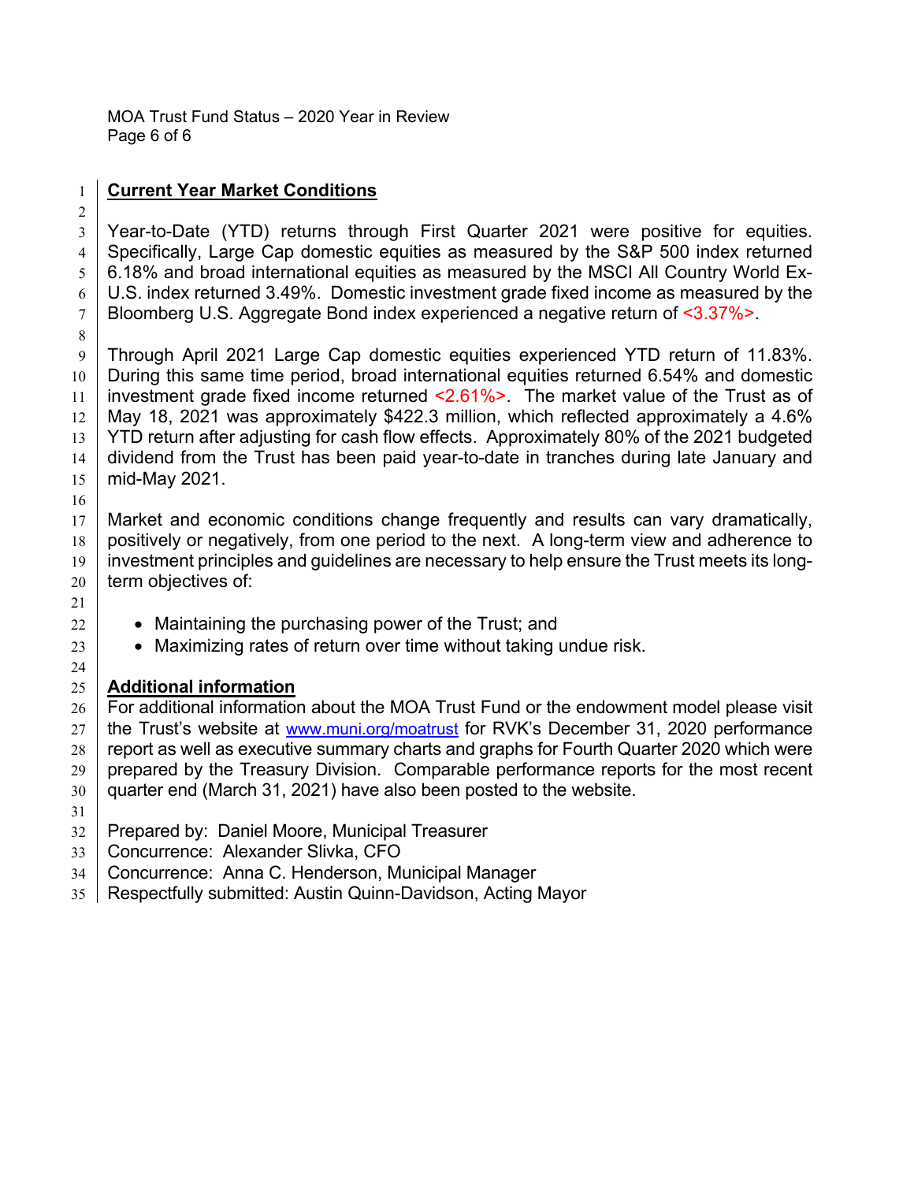## Current Year Market Conditions

Year-to-Date (YTD) returns through First Quarter 2021 were positive for equities. Specifically, Large Cap domestic equities as measured by the S&P 500 index returned 6.18% and broad international equities as measured by the MSCI All Country World Ex-U.S. index returned 3.49%. Domestic investment grade fixed income as measured by the Bloomberg U.S. Aggregate Bond index experienced a negative return of <3.37%>.

Through April 2021 Large Cap domestic equities experienced YTD return of 11.83%. During this same time period, broad international equities returned 6.54% and domestic investment grade fixed income returned <2.61%>. The market value of the Trust as of May 18, 2021 was approximately $422.3 million, which reflected approximately a 4.6% YTD return after adjusting for cash flow effects. Approximately 80% of the 2021 budgeted dividend from the Trust has been paid year-to-date in tranches during late January and mid-May 2021.

Market and economic conditions change frequently and results can vary dramatically, positively or negatively, from one period to the next. A long-term view and adherence to investment principles and guidelines are necessary to help ensure the Trust meets its long-term objectives of:

- Maintaining the purchasing power of the Trust; and
- Maximizing rates of return over time without taking undue risk.

## Additional information

For additional information about the MOA Trust Fund or the endowment model please visit the Trust's website at www.muni.org/moatrust for RVK's December 31, 2020 performance report as well as executive summary charts and graphs for Fourth Quarter 2020 which were prepared by the Treasury Division. Comparable performance reports for the most recent quarter end (March 31, 2021) have also been posted to the website.

Prepared by: Daniel Moore, Municipal Treasurer
Concurrence: Alexander Slivka, CFO
Concurrence: Anna C. Henderson, Municipal Manager
Respectfully submitted: Austin Quinn-Davidson, Acting Mayor